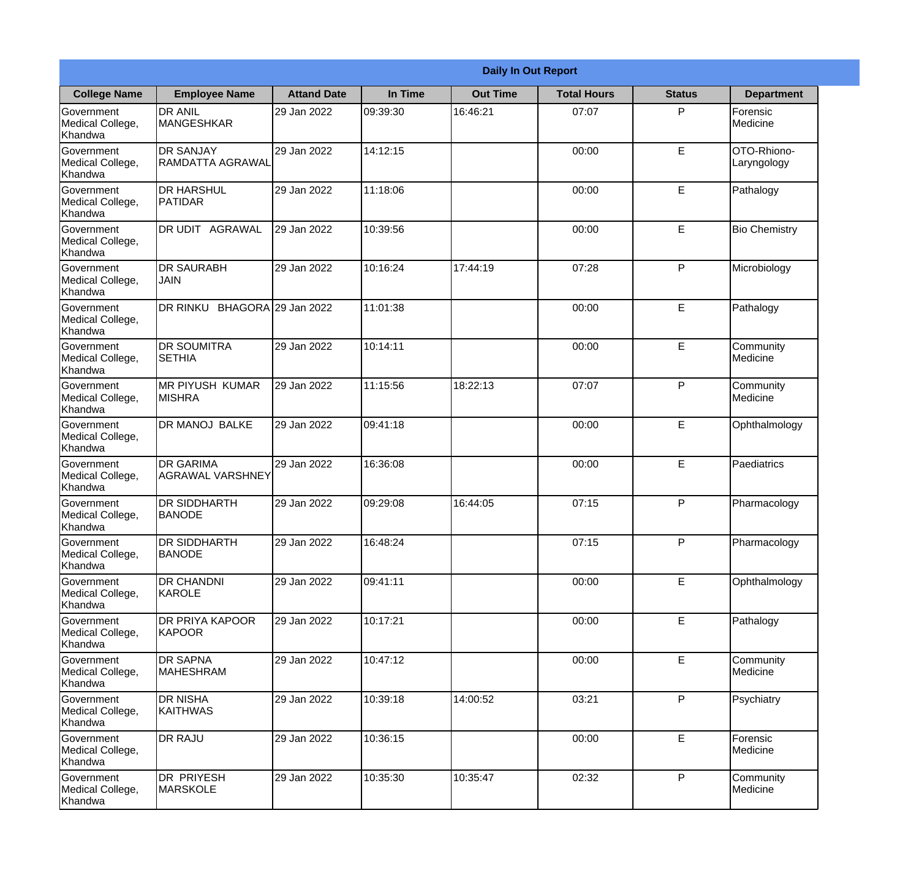**Daily In Out Report**

| College Name | Employee Name | Attand Date | In Time | Out Time | Total Hours | Status | Department |
|---|---|---|---|---|---|---|---|
| Government Medical College, Khandwa | DR ANIL MANGESHKAR | 29 Jan 2022 | 09:39:30 | 16:46:21 | 07:07 | P | Forensic Medicine |
| Government Medical College, Khandwa | DR SANJAY RAMDATTA AGRAWAL | 29 Jan 2022 | 14:12:15 | | 00:00 | E | OTO-Rhiono-Laryngology |
| Government Medical College, Khandwa | DR HARSHUL PATIDAR | 29 Jan 2022 | 11:18:06 | | 00:00 | E | Pathalogy |
| Government Medical College, Khandwa | DR UDIT AGRAWAL | 29 Jan 2022 | 10:39:56 | | 00:00 | E | Bio Chemistry |
| Government Medical College, Khandwa | DR SAURABH JAIN | 29 Jan 2022 | 10:16:24 | 17:44:19 | 07:28 | P | Microbiology |
| Government Medical College, Khandwa | DR RINKU BHAGORA | 29 Jan 2022 | 11:01:38 | | 00:00 | E | Pathalogy |
| Government Medical College, Khandwa | DR SOUMITRA SETHIA | 29 Jan 2022 | 10:14:11 | | 00:00 | E | Community Medicine |
| Government Medical College, Khandwa | MR PIYUSH KUMAR MISHRA | 29 Jan 2022 | 11:15:56 | 18:22:13 | 07:07 | P | Community Medicine |
| Government Medical College, Khandwa | DR MANOJ BALKE | 29 Jan 2022 | 09:41:18 | | 00:00 | E | Ophthalmology |
| Government Medical College, Khandwa | DR GARIMA AGRAWAL VARSHNEY | 29 Jan 2022 | 16:36:08 | | 00:00 | E | Paediatrics |
| Government Medical College, Khandwa | DR SIDDHARTH BANODE | 29 Jan 2022 | 09:29:08 | 16:44:05 | 07:15 | P | Pharmacology |
| Government Medical College, Khandwa | DR SIDDHARTH BANODE | 29 Jan 2022 | 16:48:24 | | 07:15 | P | Pharmacology |
| Government Medical College, Khandwa | DR CHANDNI KAROLE | 29 Jan 2022 | 09:41:11 | | 00:00 | E | Ophthalmology |
| Government Medical College, Khandwa | DR PRIYA KAPOOR KAPOOR | 29 Jan 2022 | 10:17:21 | | 00:00 | E | Pathalogy |
| Government Medical College, Khandwa | DR SAPNA MAHESHRAM | 29 Jan 2022 | 10:47:12 | | 00:00 | E | Community Medicine |
| Government Medical College, Khandwa | DR NISHA KAITHWAS | 29 Jan 2022 | 10:39:18 | 14:00:52 | 03:21 | P | Psychiatry |
| Government Medical College, Khandwa | DR RAJU | 29 Jan 2022 | 10:36:15 | | 00:00 | E | Forensic Medicine |
| Government Medical College, Khandwa | DR PRIYESH MARSKOLE | 29 Jan 2022 | 10:35:30 | 10:35:47 | 02:32 | P | Community Medicine |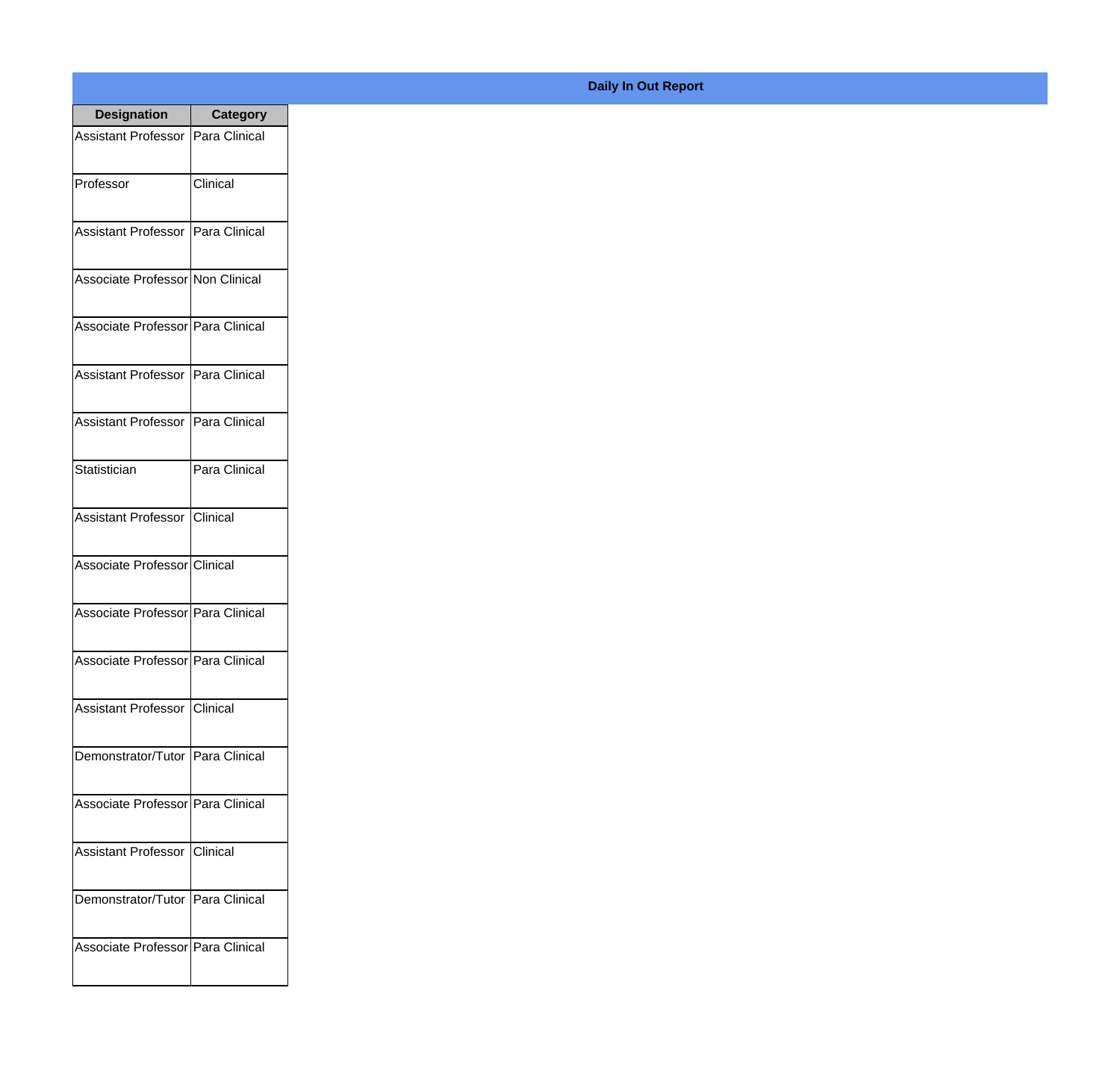**Daily In Out Report**

| Designation | Category |
|---|---|
| Assistant Professor | Para Clinical |
| Professor | Clinical |
| Assistant Professor | Para Clinical |
| Associate Professor | Non Clinical |
| Associate Professor | Para Clinical |
| Assistant Professor | Para Clinical |
| Assistant Professor | Para Clinical |
| Statistician | Para Clinical |
| Assistant Professor | Clinical |
| Associate Professor | Clinical |
| Associate Professor | Para Clinical |
| Associate Professor | Para Clinical |
| Assistant Professor | Clinical |
| Demonstrator/Tutor | Para Clinical |
| Associate Professor | Para Clinical |
| Assistant Professor | Clinical |
| Demonstrator/Tutor | Para Clinical |
| Associate Professor | Para Clinical |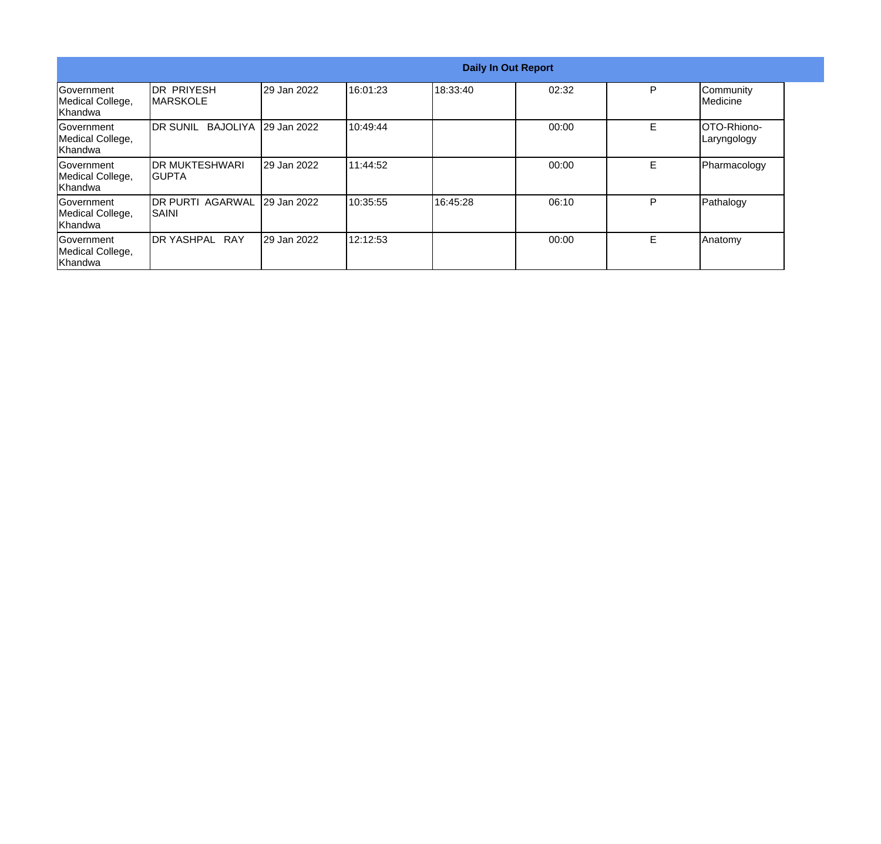**Daily In Out Report**

| | | | | | | | |
|---|---|---|---|---|---|---|---|
| Government Medical College, Khandwa | DR PRIYESH MARSKOLE | 29 Jan 2022 | 16:01:23 | 18:33:40 | 02:32 | P | Community Medicine |
| Government Medical College, Khandwa | DR SUNIL BAJOLIYA | 29 Jan 2022 | 10:49:44 | | 00:00 | E | OTO-Rhiono-Laryngology |
| Government Medical College, Khandwa | DR MUKTESHWARI GUPTA | 29 Jan 2022 | 11:44:52 | | 00:00 | E | Pharmacology |
| Government Medical College, Khandwa | DR PURTI AGARWAL SAINI | 29 Jan 2022 | 10:35:55 | 16:45:28 | 06:10 | P | Pathalogy |
| Government Medical College, Khandwa | DR YASHPAL RAY | 29 Jan 2022 | 12:12:53 | | 00:00 | E | Anatomy |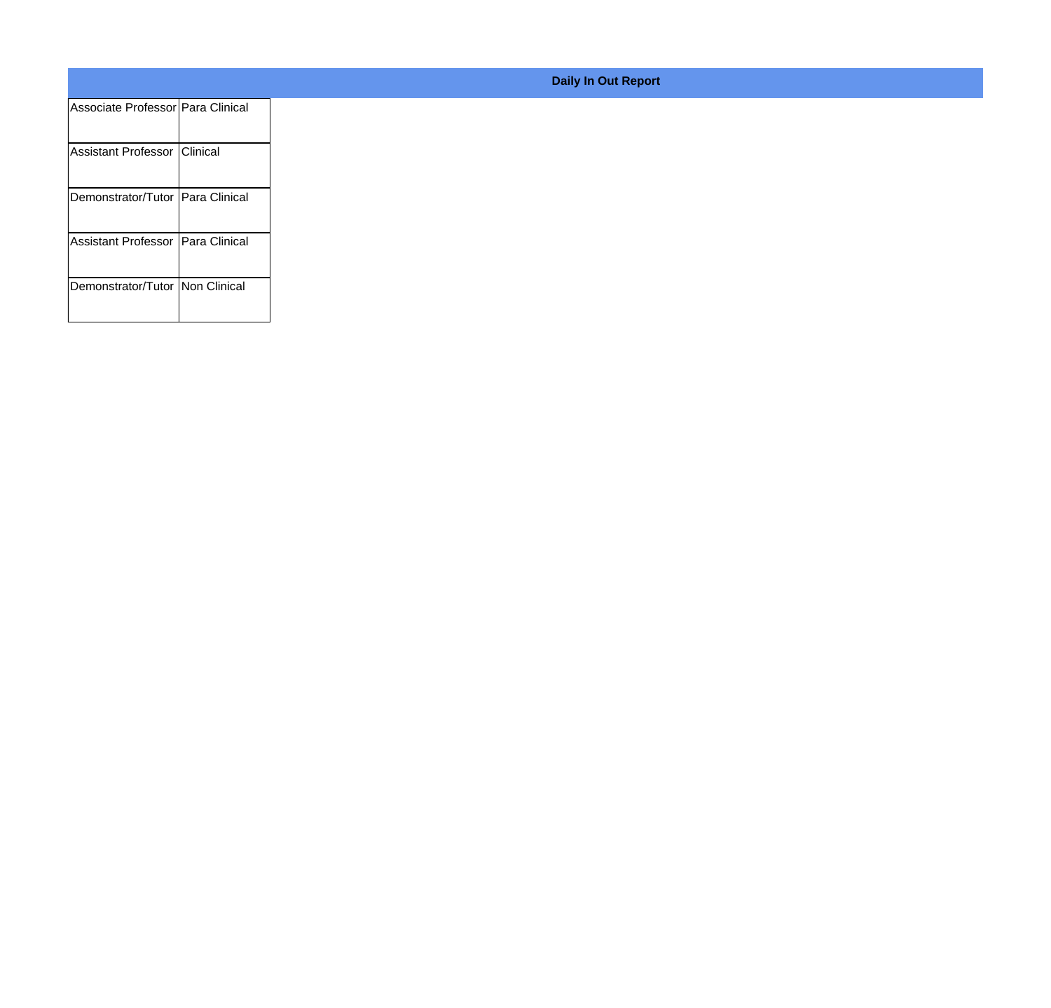**Daily In Out Report**

| | |
|---|---|
| Associate Professor | Para Clinical |
| Assistant Professor | Clinical |
| Demonstrator/Tutor | Para Clinical |
| Assistant Professor | Para Clinical |
| Demonstrator/Tutor | Non Clinical |